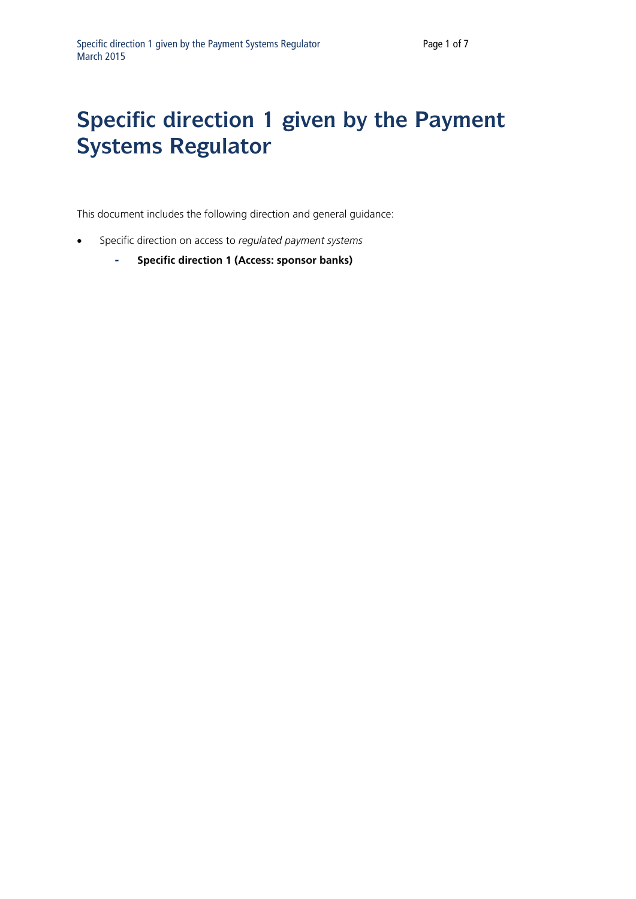# Specific direction 1 given by the Payment Systems Regulator

This document includes the following direction and general guidance:

- Specific direction on access to *regulated payment systems*
  - **Specific direction 1 (Access: sponsor banks)**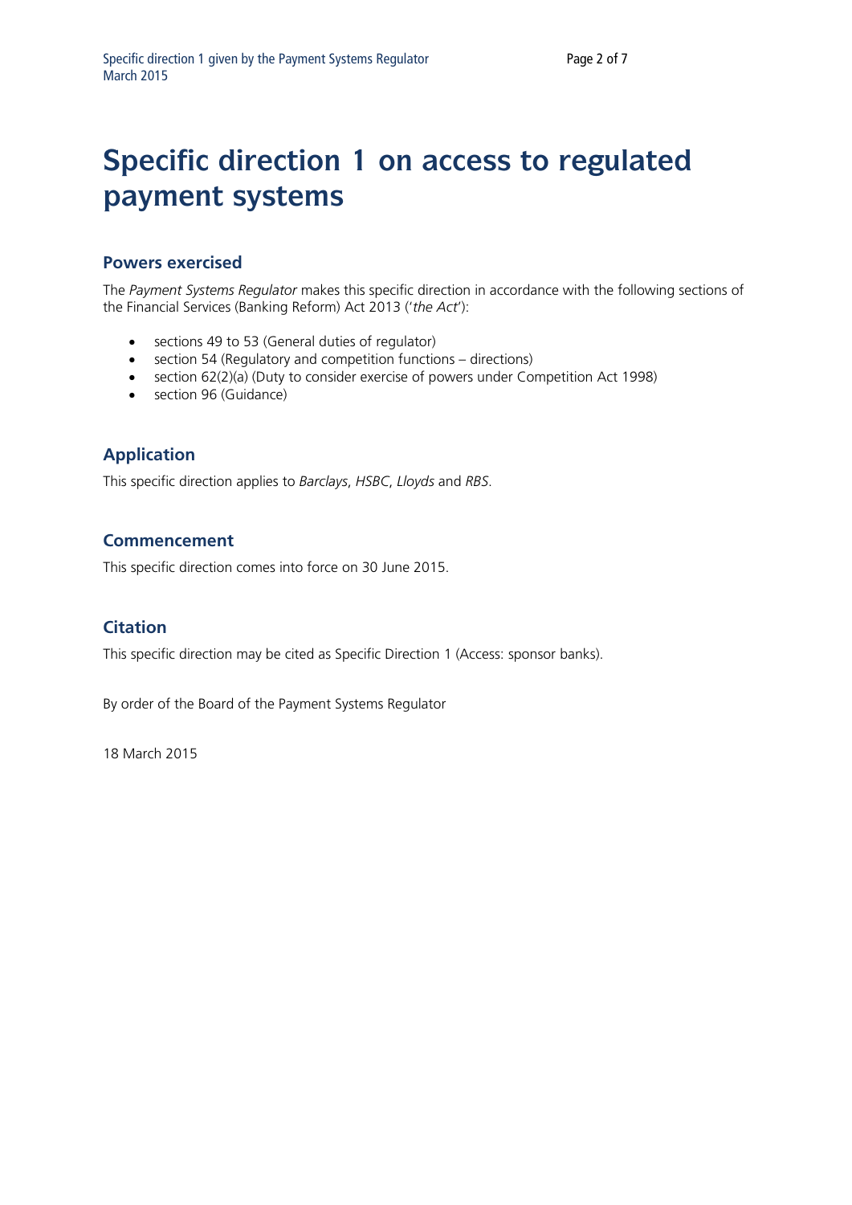# Specific direction 1 on access to regulated payment systems

## Powers exercised

The *Payment Systems Regulator* makes this specific direction in accordance with the following sections of the Financial Services (Banking Reform) Act 2013 ('*the Act*'):

- sections 49 to 53 (General duties of regulator)
- section 54 (Regulatory and competition functions – directions)
- section 62(2)(a) (Duty to consider exercise of powers under Competition Act 1998)
- section 96 (Guidance)

## Application

This specific direction applies to *Barclays*, *HSBC*, *Lloyds* and *RBS*.

## Commencement

This specific direction comes into force on 30 June 2015.

## Citation

This specific direction may be cited as Specific Direction 1 (Access: sponsor banks).

By order of the Board of the Payment Systems Regulator

18 March 2015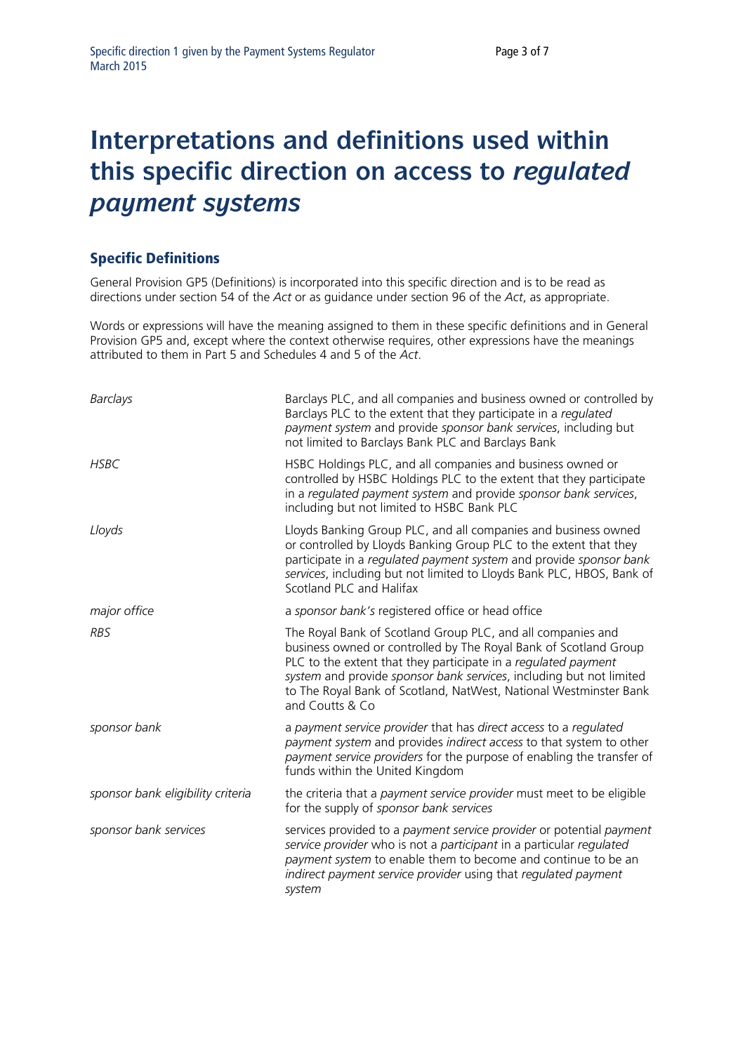# Interpretations and definitions used within this specific direction on access to *regulated payment systems*

## Specific Definitions

General Provision GP5 (Definitions) is incorporated into this specific direction and is to be read as directions under section 54 of the *Act* or as guidance under section 96 of the *Act*, as appropriate.

Words or expressions will have the meaning assigned to them in these specific definitions and in General Provision GP5 and, except where the context otherwise requires, other expressions have the meanings attributed to them in Part 5 and Schedules 4 and 5 of the *Act*.

| | |
|---|---|
| *Barclays* | Barclays PLC, and all companies and business owned or controlled by Barclays PLC to the extent that they participate in a *regulated payment system* and provide *sponsor bank services*, including but not limited to Barclays Bank PLC and Barclays Bank |
| *HSBC* | HSBC Holdings PLC, and all companies and business owned or controlled by HSBC Holdings PLC to the extent that they participate in a *regulated payment system* and provide *sponsor bank services*, including but not limited to HSBC Bank PLC |
| *Lloyds* | Lloyds Banking Group PLC, and all companies and business owned or controlled by Lloyds Banking Group PLC to the extent that they participate in a *regulated payment system* and provide *sponsor bank services*, including but not limited to Lloyds Bank PLC, HBOS, Bank of Scotland PLC and Halifax |
| *major office* | a *sponsor bank's* registered office or head office |
| *RBS* | The Royal Bank of Scotland Group PLC, and all companies and business owned or controlled by The Royal Bank of Scotland Group PLC to the extent that they participate in a *regulated payment system* and provide *sponsor bank services*, including but not limited to The Royal Bank of Scotland, NatWest, National Westminster Bank and Coutts & Co |
| *sponsor bank* | a *payment service provider* that has *direct access* to a *regulated payment system* and provides *indirect access* to that system to other *payment service providers* for the purpose of enabling the transfer of funds within the United Kingdom |
| *sponsor bank eligibility criteria* | the criteria that a *payment service provider* must meet to be eligible for the supply of *sponsor bank services* |
| *sponsor bank services* | services provided to a *payment service provider* or potential *payment service provider* who is not a *participant* in a particular *regulated payment system* to enable them to become and continue to be an *indirect payment service provider* using that *regulated payment system* |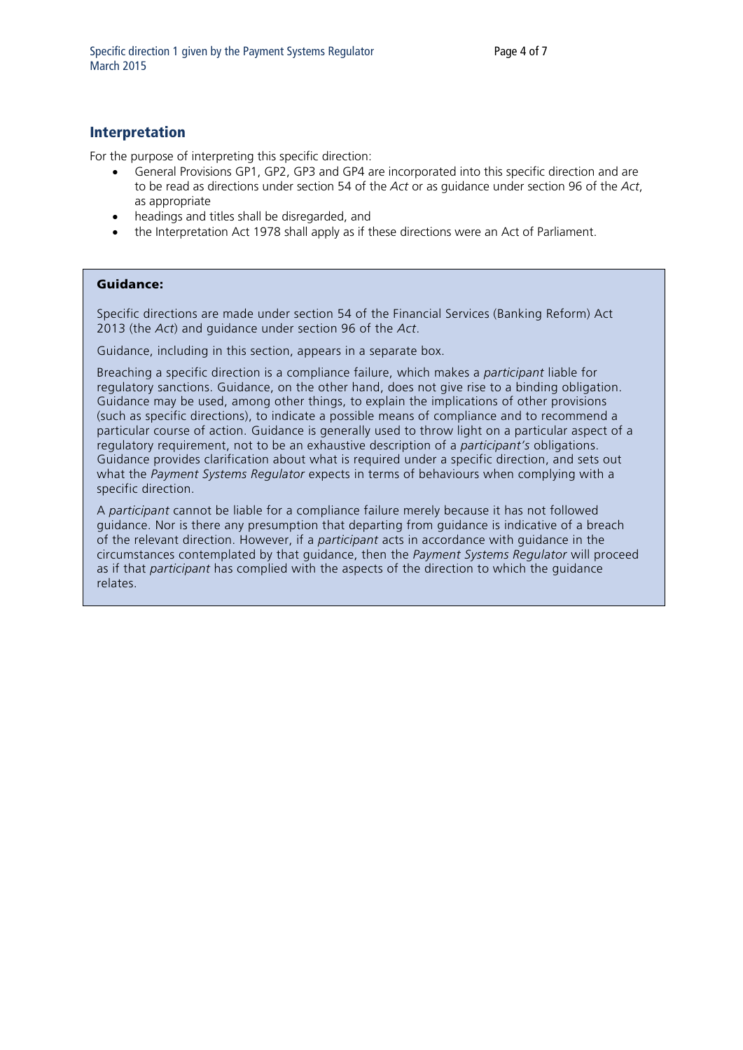## Interpretation

For the purpose of interpreting this specific direction:

- General Provisions GP1, GP2, GP3 and GP4 are incorporated into this specific direction and are to be read as directions under section 54 of the *Act* or as guidance under section 96 of the *Act*, as appropriate
- headings and titles shall be disregarded, and
- the Interpretation Act 1978 shall apply as if these directions were an Act of Parliament.

**Guidance:**

Specific directions are made under section 54 of the Financial Services (Banking Reform) Act 2013 (the *Act*) and guidance under section 96 of the *Act*.

Guidance, including in this section, appears in a separate box.

Breaching a specific direction is a compliance failure, which makes a *participant* liable for regulatory sanctions. Guidance, on the other hand, does not give rise to a binding obligation. Guidance may be used, among other things, to explain the implications of other provisions (such as specific directions), to indicate a possible means of compliance and to recommend a particular course of action. Guidance is generally used to throw light on a particular aspect of a regulatory requirement, not to be an exhaustive description of a *participant's* obligations. Guidance provides clarification about what is required under a specific direction, and sets out what the *Payment Systems Regulator* expects in terms of behaviours when complying with a specific direction.

A *participant* cannot be liable for a compliance failure merely because it has not followed guidance. Nor is there any presumption that departing from guidance is indicative of a breach of the relevant direction. However, if a *participant* acts in accordance with guidance in the circumstances contemplated by that guidance, then the *Payment Systems Regulator* will proceed as if that *participant* has complied with the aspects of the direction to which the guidance relates.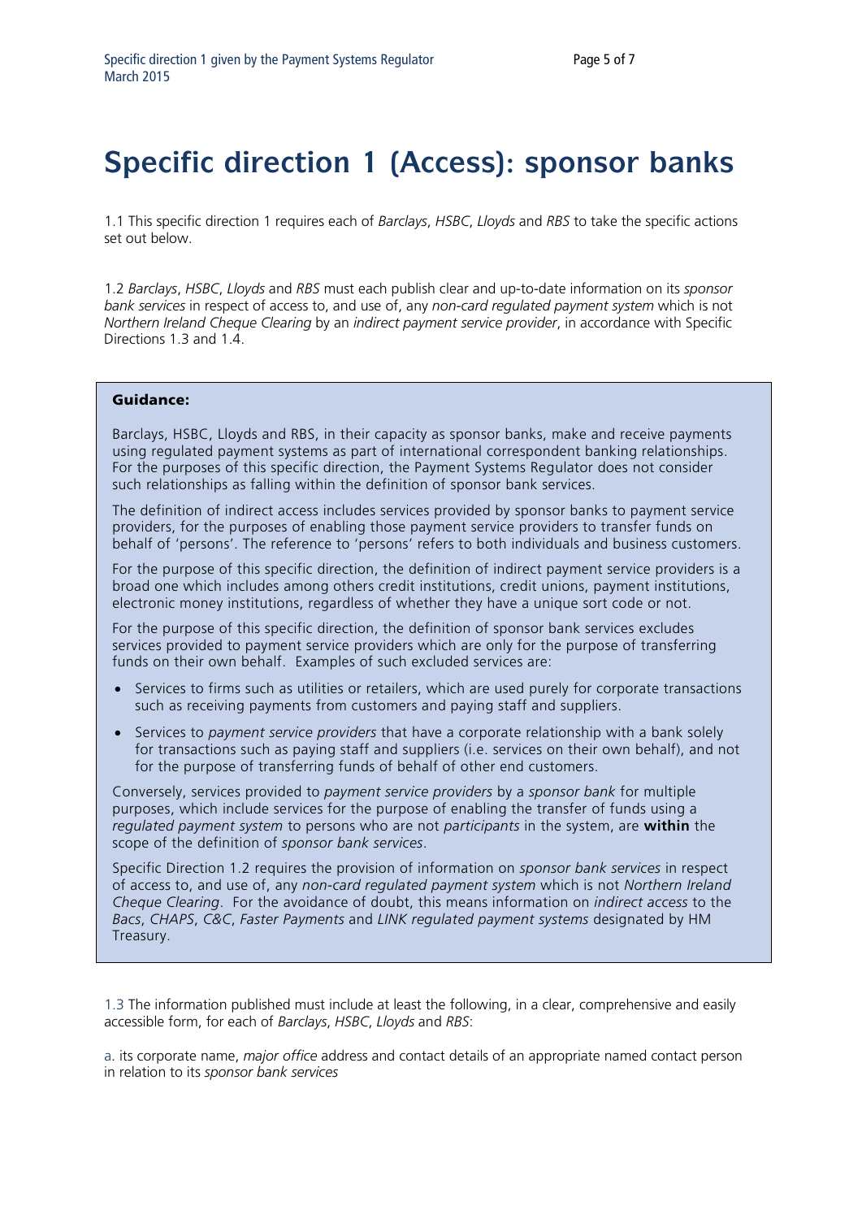# Specific direction 1 (Access): sponsor banks

1.1 This specific direction 1 requires each of *Barclays*, *HSBC*, *Lloyds* and *RBS* to take the specific actions set out below.

1.2 *Barclays*, *HSBC*, *Lloyds* and *RBS* must each publish clear and up-to-date information on its *sponsor bank services* in respect of access to, and use of, any *non-card regulated payment system* which is not *Northern Ireland Cheque Clearing* by an *indirect payment service provider*, in accordance with Specific Directions 1.3 and 1.4.

> **Guidance:**
>
> Barclays, HSBC, Lloyds and RBS, in their capacity as sponsor banks, make and receive payments using regulated payment systems as part of international correspondent banking relationships. For the purposes of this specific direction, the Payment Systems Regulator does not consider such relationships as falling within the definition of sponsor bank services.
>
> The definition of indirect access includes services provided by sponsor banks to payment service providers, for the purposes of enabling those payment service providers to transfer funds on behalf of 'persons'. The reference to 'persons' refers to both individuals and business customers.
>
> For the purpose of this specific direction, the definition of indirect payment service providers is a broad one which includes among others credit institutions, credit unions, payment institutions, electronic money institutions, regardless of whether they have a unique sort code or not.
>
> For the purpose of this specific direction, the definition of sponsor bank services excludes services provided to payment service providers which are only for the purpose of transferring funds on their own behalf. Examples of such excluded services are:
>
> - Services to firms such as utilities or retailers, which are used purely for corporate transactions such as receiving payments from customers and paying staff and suppliers.
> - Services to *payment service providers* that have a corporate relationship with a bank solely for transactions such as paying staff and suppliers (i.e. services on their own behalf), and not for the purpose of transferring funds of behalf of other end customers.
>
> Conversely, services provided to *payment service providers* by a *sponsor bank* for multiple purposes, which include services for the purpose of enabling the transfer of funds using a *regulated payment system* to persons who are not *participants* in the system, are **within** the scope of the definition of *sponsor bank services*.
>
> Specific Direction 1.2 requires the provision of information on *sponsor bank services* in respect of access to, and use of, any *non-card regulated payment system* which is not *Northern Ireland Cheque Clearing*. For the avoidance of doubt, this means information on *indirect access* to the *Bacs*, *CHAPS*, *C&C*, *Faster Payments* and *LINK regulated payment systems* designated by HM Treasury.

1.3 The information published must include at least the following, in a clear, comprehensive and easily accessible form, for each of *Barclays*, *HSBC*, *Lloyds* and *RBS*:

a. its corporate name, *major office* address and contact details of an appropriate named contact person in relation to its *sponsor bank services*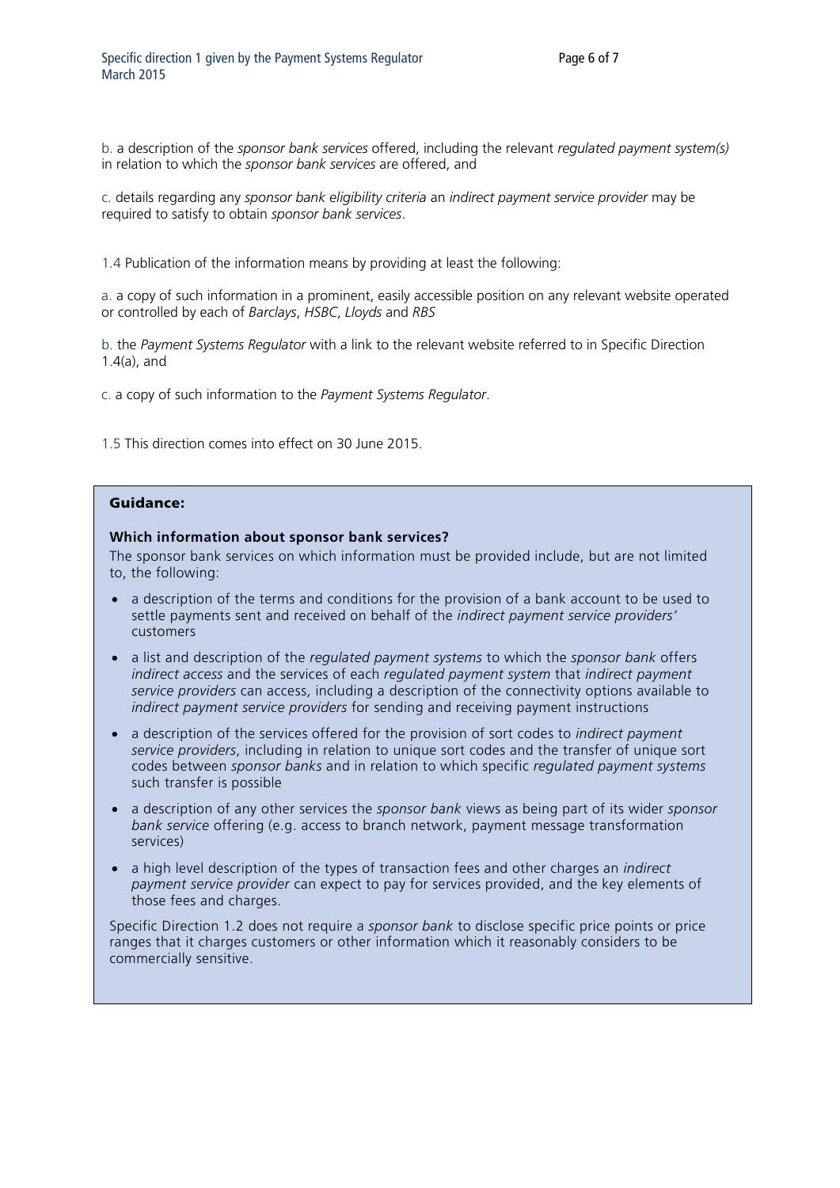b. a description of the *sponsor bank services* offered, including the relevant *regulated payment system(s)* in relation to which the *sponsor bank services* are offered, and

c. details regarding any *sponsor bank eligibility criteria* an *indirect payment service provider* may be required to satisfy to obtain *sponsor bank services*.

1.4 Publication of the information means by providing at least the following:

a. a copy of such information in a prominent, easily accessible position on any relevant website operated or controlled by each of *Barclays*, *HSBC*, *Lloyds* and *RBS*

b. the *Payment Systems Regulator* with a link to the relevant website referred to in Specific Direction 1.4(a), and

c. a copy of such information to the *Payment Systems Regulator*.

1.5 This direction comes into effect on 30 June 2015.

**Guidance:**

**Which information about sponsor bank services?**

The sponsor bank services on which information must be provided include, but are not limited to, the following:

- a description of the terms and conditions for the provision of a bank account to be used to settle payments sent and received on behalf of the *indirect payment service providers'* customers
- a list and description of the *regulated payment systems* to which the *sponsor bank* offers *indirect access* and the services of each *regulated payment system* that *indirect payment service providers* can access, including a description of the connectivity options available to *indirect payment service providers* for sending and receiving payment instructions
- a description of the services offered for the provision of sort codes to *indirect payment service providers*, including in relation to unique sort codes and the transfer of unique sort codes between *sponsor banks* and in relation to which specific *regulated payment systems* such transfer is possible
- a description of any other services the *sponsor bank* views as being part of its wider *sponsor bank service* offering (e.g. access to branch network, payment message transformation services)
- a high level description of the types of transaction fees and other charges an *indirect payment service provider* can expect to pay for services provided, and the key elements of those fees and charges.

Specific Direction 1.2 does not require a *sponsor bank* to disclose specific price points or price ranges that it charges customers or other information which it reasonably considers to be commercially sensitive.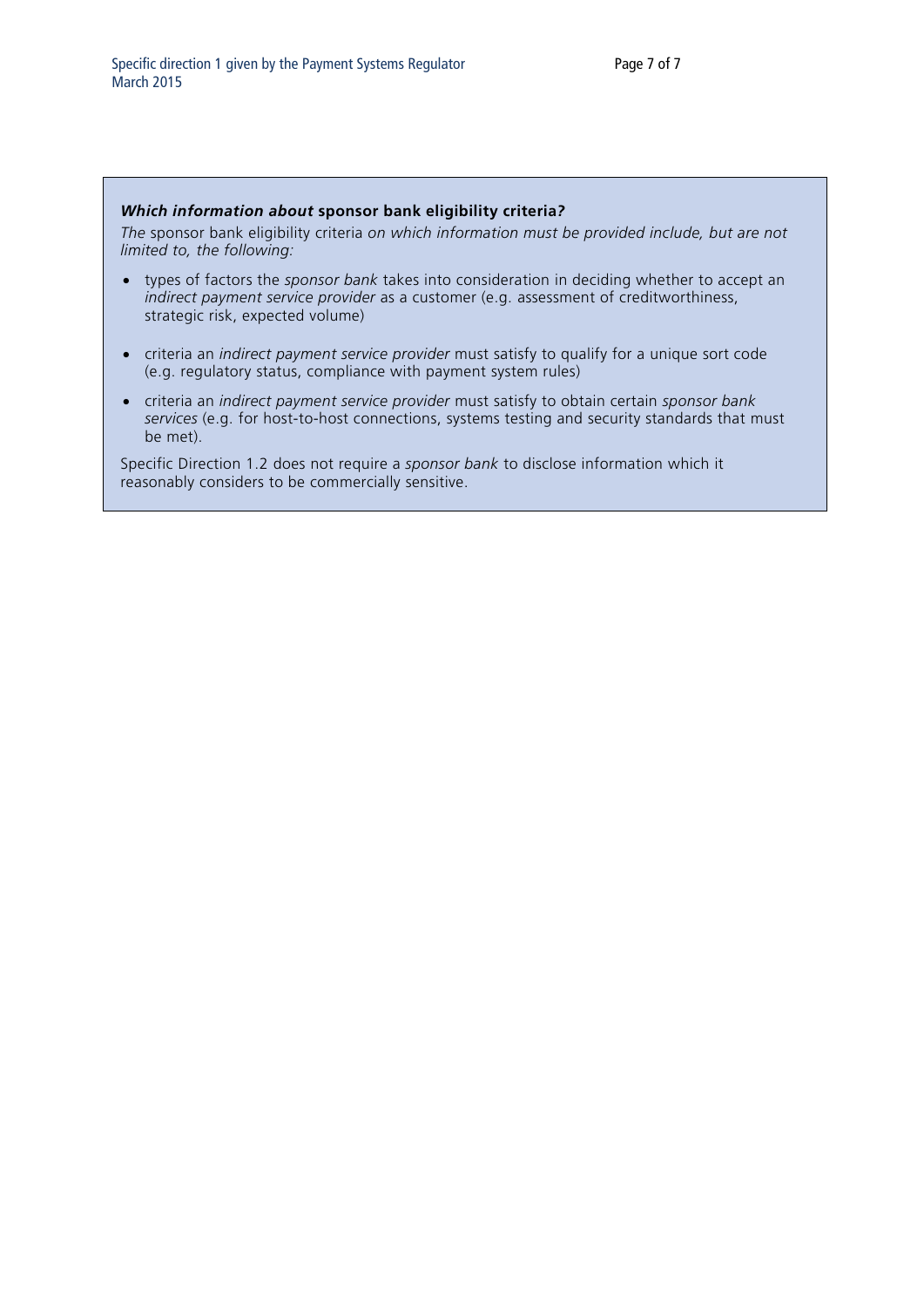***Which information about* sponsor bank eligibility criteria*?***

*The* sponsor bank eligibility criteria *on which information must be provided include, but are not limited to, the following:*

- types of factors the *sponsor bank* takes into consideration in deciding whether to accept an *indirect payment service provider* as a customer (e.g. assessment of creditworthiness, strategic risk, expected volume)
- criteria an *indirect payment service provider* must satisfy to qualify for a unique sort code (e.g. regulatory status, compliance with payment system rules)
- criteria an *indirect payment service provider* must satisfy to obtain certain *sponsor bank services* (e.g. for host-to-host connections, systems testing and security standards that must be met).

Specific Direction 1.2 does not require a *sponsor bank* to disclose information which it reasonably considers to be commercially sensitive.